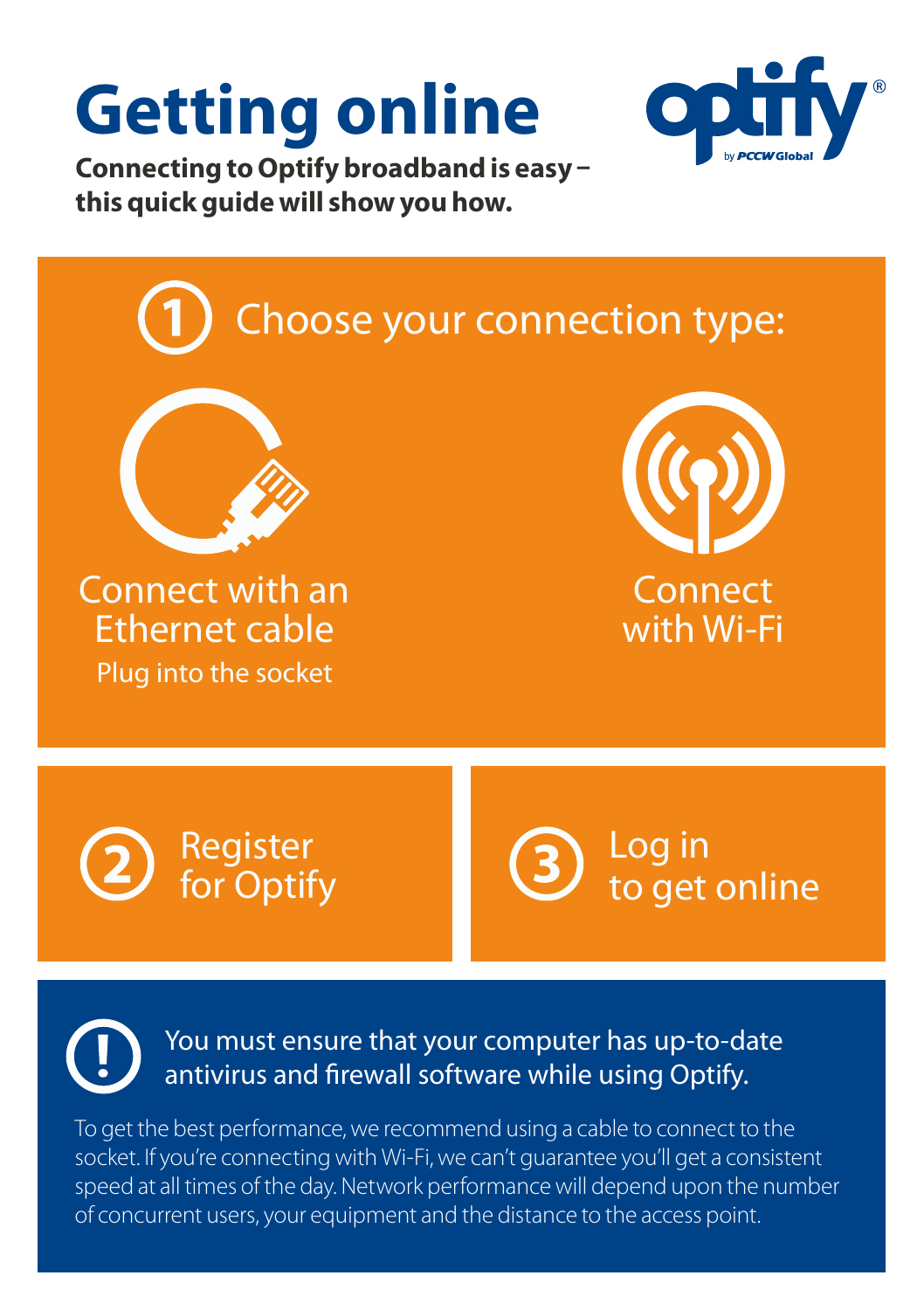# Getting online

**Connecting to Optify broadband is easy – this quick guide will show you how.**

optify® by PCCW Global

## 1 Choose your connection type:

**Connect with an Ethernet cable**
Plug into the socket

**Connect with Wi-Fi**

## 2 Register for Optify

## 3 Log in to get online

**You must ensure that your computer has up-to-date antivirus and firewall software while using Optify.**

To get the best performance, we recommend using a cable to connect to the socket. If you're connecting with Wi-Fi, we can't guarantee you'll get a consistent speed at all times of the day. Network performance will depend upon the number of concurrent users, your equipment and the distance to the access point.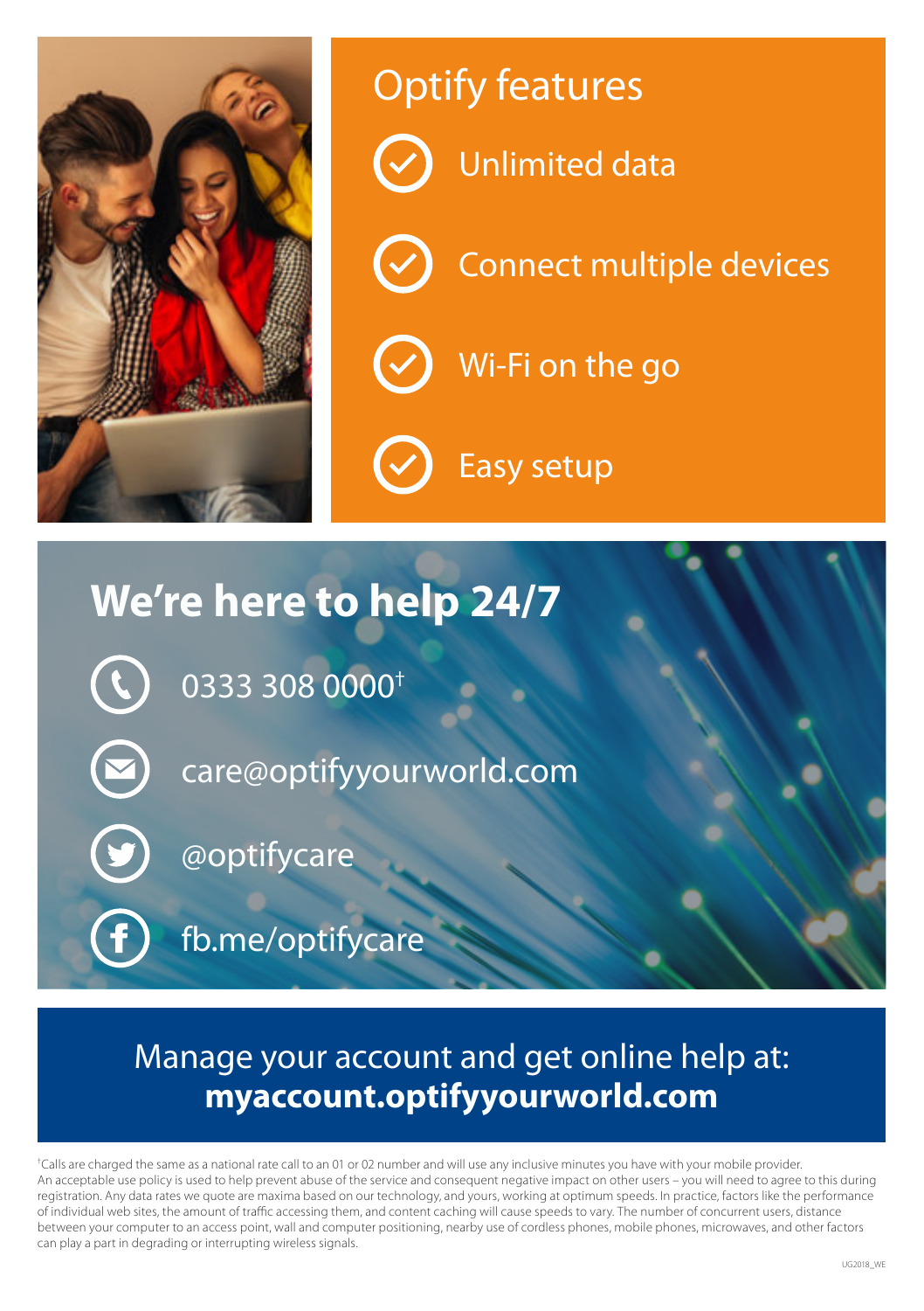## Optify features

- Unlimited data
- Connect multiple devices
- Wi-Fi on the go
- Easy setup

## We're here to help 24/7

- 0333 308 0000†
- care@optifyyourworld.com
- @optifycare
- fb.me/optifycare

Manage your account and get online help at:
**myaccount.optifyyourworld.com**

†Calls are charged the same as a national rate call to an 01 or 02 number and will use any inclusive minutes you have with your mobile provider.
An acceptable use policy is used to help prevent abuse of the service and consequent negative impact on other users – you will need to agree to this during registration. Any data rates we quote are maxima based on our technology, and yours, working at optimum speeds. In practice, factors like the performance of individual web sites, the amount of traffic accessing them, and content caching will cause speeds to vary. The number of concurrent users, distance between your computer to an access point, wall and computer positioning, nearby use of cordless phones, mobile phones, microwaves, and other factors can play a part in degrading or interrupting wireless signals.

UG2018_WE